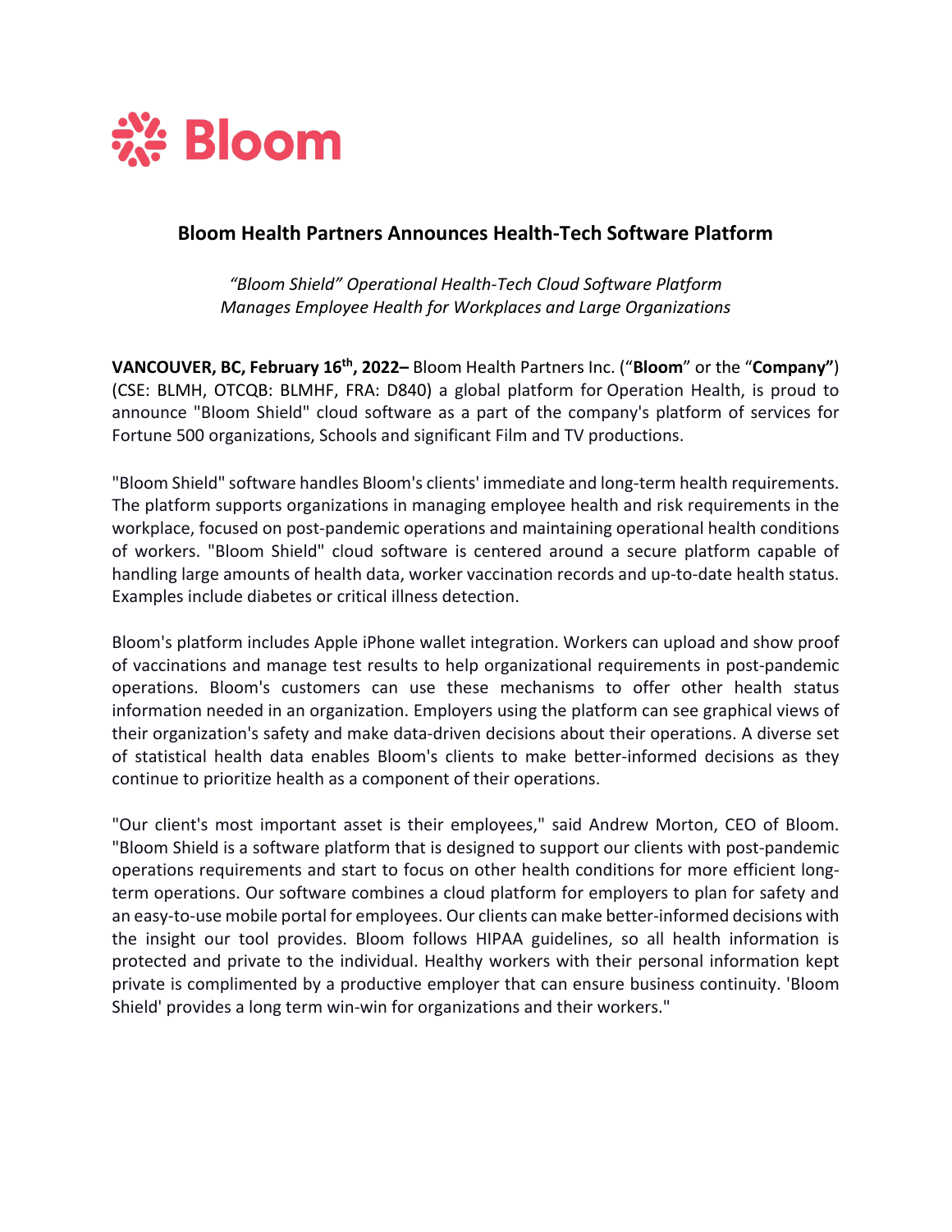Bloom

# Bloom Health Partners Announces Health-Tech Software Platform

*"Bloom Shield" Operational Health-Tech Cloud Software Platform*
*Manages Employee Health for Workplaces and Large Organizations*

**VANCOUVER, BC, February 16th, 2022–** Bloom Health Partners Inc. ("**Bloom**" or the "**Company"**) (CSE: BLMH, OTCQB: BLMHF, FRA: D840) a global platform for Operation Health, is proud to announce "Bloom Shield" cloud software as a part of the company's platform of services for Fortune 500 organizations, Schools and significant Film and TV productions.

"Bloom Shield" software handles Bloom's clients' immediate and long-term health requirements. The platform supports organizations in managing employee health and risk requirements in the workplace, focused on post-pandemic operations and maintaining operational health conditions of workers. "Bloom Shield" cloud software is centered around a secure platform capable of handling large amounts of health data, worker vaccination records and up-to-date health status. Examples include diabetes or critical illness detection.

Bloom's platform includes Apple iPhone wallet integration. Workers can upload and show proof of vaccinations and manage test results to help organizational requirements in post-pandemic operations. Bloom's customers can use these mechanisms to offer other health status information needed in an organization. Employers using the platform can see graphical views of their organization's safety and make data-driven decisions about their operations. A diverse set of statistical health data enables Bloom's clients to make better-informed decisions as they continue to prioritize health as a component of their operations.

"Our client's most important asset is their employees," said Andrew Morton, CEO of Bloom. "Bloom Shield is a software platform that is designed to support our clients with post-pandemic operations requirements and start to focus on other health conditions for more efficient long-term operations. Our software combines a cloud platform for employers to plan for safety and an easy-to-use mobile portal for employees. Our clients can make better-informed decisions with the insight our tool provides. Bloom follows HIPAA guidelines, so all health information is protected and private to the individual. Healthy workers with their personal information kept private is complimented by a productive employer that can ensure business continuity. 'Bloom Shield' provides a long term win-win for organizations and their workers."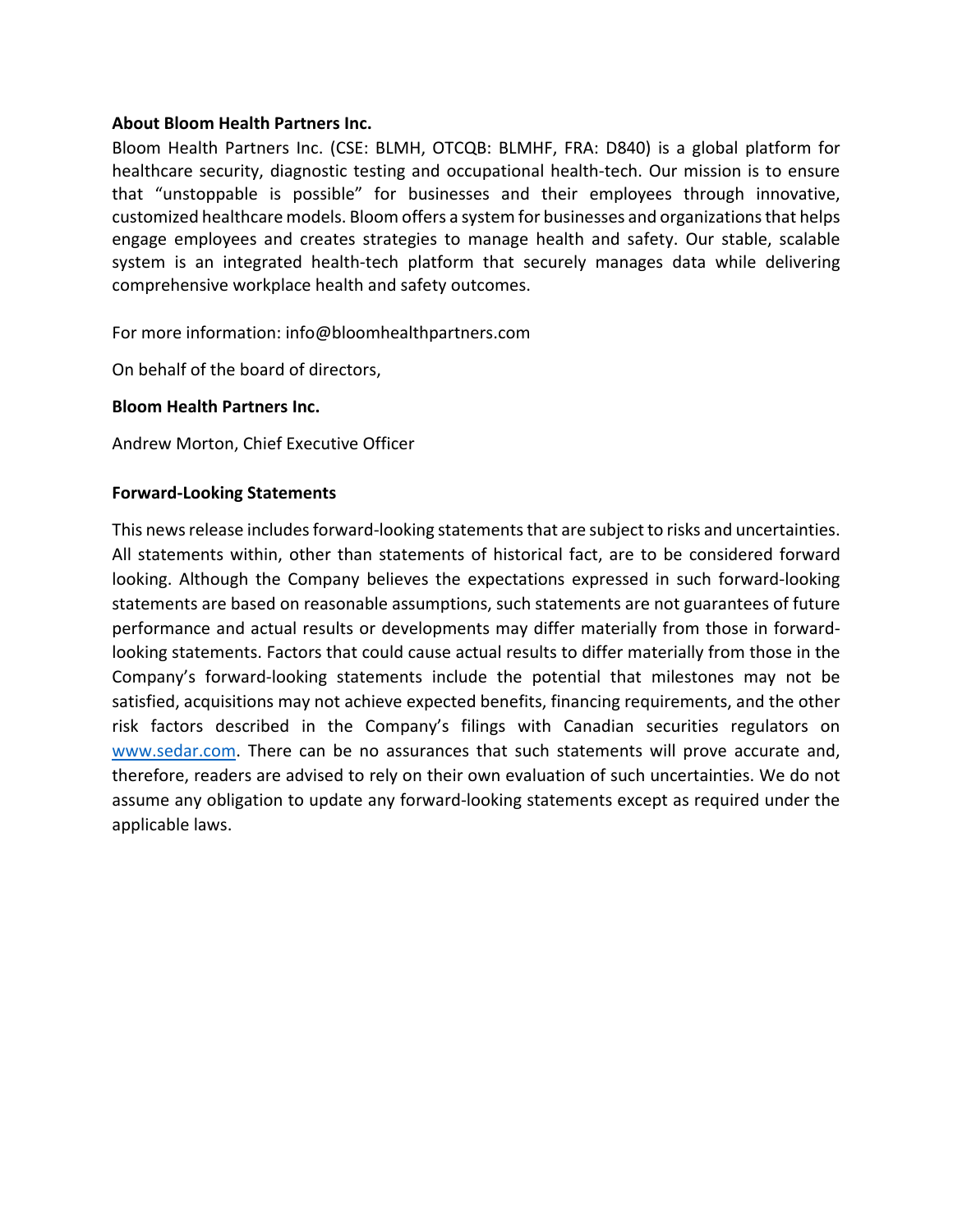**About Bloom Health Partners Inc.**

Bloom Health Partners Inc. (CSE: BLMH, OTCQB: BLMHF, FRA: D840) is a global platform for healthcare security, diagnostic testing and occupational health-tech. Our mission is to ensure that "unstoppable is possible" for businesses and their employees through innovative, customized healthcare models. Bloom offers a system for businesses and organizations that helps engage employees and creates strategies to manage health and safety. Our stable, scalable system is an integrated health-tech platform that securely manages data while delivering comprehensive workplace health and safety outcomes.

For more information: info@bloomhealthpartners.com

On behalf of the board of directors,

**Bloom Health Partners Inc.**

Andrew Morton, Chief Executive Officer

**Forward-Looking Statements**

This news release includes forward-looking statements that are subject to risks and uncertainties. All statements within, other than statements of historical fact, are to be considered forward looking. Although the Company believes the expectations expressed in such forward-looking statements are based on reasonable assumptions, such statements are not guarantees of future performance and actual results or developments may differ materially from those in forward-looking statements. Factors that could cause actual results to differ materially from those in the Company's forward-looking statements include the potential that milestones may not be satisfied, acquisitions may not achieve expected benefits, financing requirements, and the other risk factors described in the Company's filings with Canadian securities regulators on www.sedar.com. There can be no assurances that such statements will prove accurate and, therefore, readers are advised to rely on their own evaluation of such uncertainties. We do not assume any obligation to update any forward-looking statements except as required under the applicable laws.